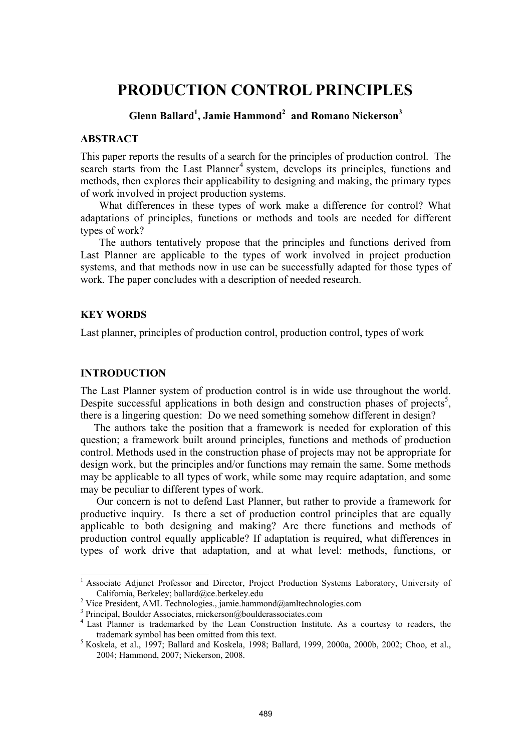# PRODUCTION CONTROL PRINCIPLES

**Glenn Ballard[1], Jamie Hammond[2] and Romano Nickerson[3]**

## ABSTRACT

This paper reports the results of a search for the principles of production control. The search starts from the Last Planner[4] system, develops its principles, functions and methods, then explores their applicability to designing and making, the primary types of work involved in project production systems.

What differences in these types of work make a difference for control? What adaptations of principles, functions or methods and tools are needed for different types of work?

The authors tentatively propose that the principles and functions derived from Last Planner are applicable to the types of work involved in project production systems, and that methods now in use can be successfully adapted for those types of work. The paper concludes with a description of needed research.

## KEY WORDS

Last planner, principles of production control, production control, types of work

## INTRODUCTION

The Last Planner system of production control is in wide use throughout the world. Despite successful applications in both design and construction phases of projects[5], there is a lingering question: Do we need something somehow different in design?

The authors take the position that a framework is needed for exploration of this question; a framework built around principles, functions and methods of production control. Methods used in the construction phase of projects may not be appropriate for design work, but the principles and/or functions may remain the same. Some methods may be applicable to all types of work, while some may require adaptation, and some may be peculiar to different types of work.

Our concern is not to defend Last Planner, but rather to provide a framework for productive inquiry. Is there a set of production control principles that are equally applicable to both designing and making? Are there functions and methods of production control equally applicable? If adaptation is required, what differences in types of work drive that adaptation, and at what level: methods, functions, or

---

[1] Associate Adjunct Professor and Director, Project Production Systems Laboratory, University of California, Berkeley; ballard@ce.berkeley.edu

[2] Vice President, AML Technologies., jamie.hammond@amltechnologies.com

[3] Principal, Boulder Associates, rnickerson@boulderassociates.com

[4] Last Planner is trademarked by the Lean Construction Institute. As a courtesy to readers, the trademark symbol has been omitted from this text.

[5] Koskela, et al., 1997; Ballard and Koskela, 1998; Ballard, 1999, 2000a, 2000b, 2002; Choo, et al., 2004; Hammond, 2007; Nickerson, 2008.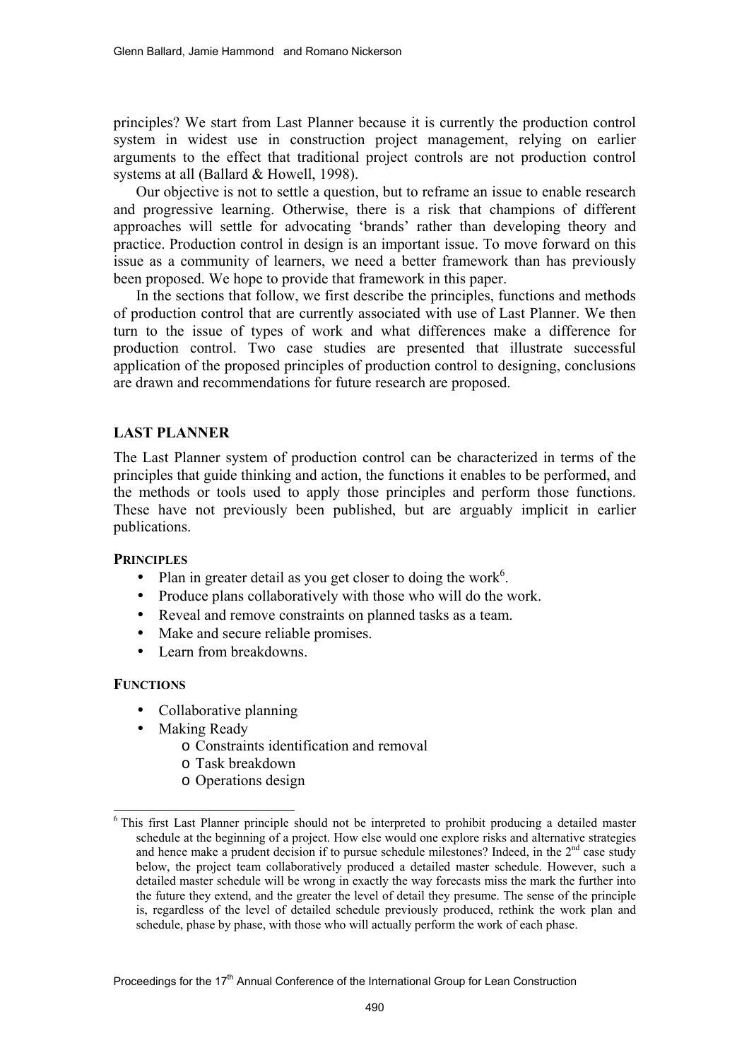principles? We start from Last Planner because it is currently the production control system in widest use in construction project management, relying on earlier arguments to the effect that traditional project controls are not production control systems at all (Ballard & Howell, 1998).

Our objective is not to settle a question, but to reframe an issue to enable research and progressive learning. Otherwise, there is a risk that champions of different approaches will settle for advocating 'brands' rather than developing theory and practice. Production control in design is an important issue. To move forward on this issue as a community of learners, we need a better framework than has previously been proposed. We hope to provide that framework in this paper.

In the sections that follow, we first describe the principles, functions and methods of production control that are currently associated with use of Last Planner. We then turn to the issue of types of work and what differences make a difference for production control. Two case studies are presented that illustrate successful application of the proposed principles of production control to designing, conclusions are drawn and recommendations for future research are proposed.

## LAST PLANNER

The Last Planner system of production control can be characterized in terms of the principles that guide thinking and action, the functions it enables to be performed, and the methods or tools used to apply those principles and perform those functions. These have not previously been published, but are arguably implicit in earlier publications.

### PRINCIPLES

- Plan in greater detail as you get closer to doing the work[6].
- Produce plans collaboratively with those who will do the work.
- Reveal and remove constraints on planned tasks as a team.
- Make and secure reliable promises.
- Learn from breakdowns.

### FUNCTIONS

- Collaborative planning
- Making Ready
  - Constraints identification and removal
  - Task breakdown
  - Operations design

[6] This first Last Planner principle should not be interpreted to prohibit producing a detailed master schedule at the beginning of a project. How else would one explore risks and alternative strategies and hence make a prudent decision if to pursue schedule milestones? Indeed, in the 2nd case study below, the project team collaboratively produced a detailed master schedule. However, such a detailed master schedule will be wrong in exactly the way forecasts miss the mark the further into the future they extend, and the greater the level of detail they presume. The sense of the principle is, regardless of the level of detailed schedule previously produced, rethink the work plan and schedule, phase by phase, with those who will actually perform the work of each phase.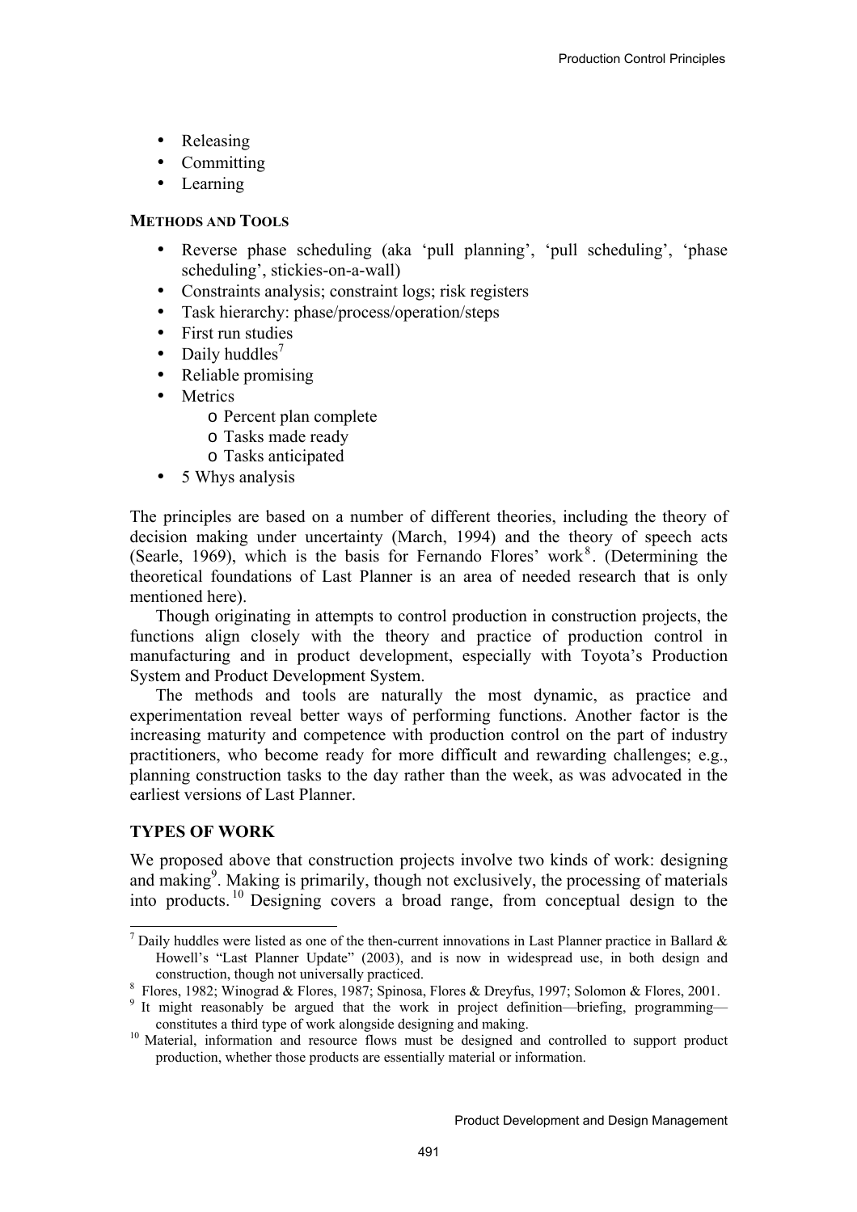- Releasing
- Committing
- Learning

**METHODS AND TOOLS**

- Reverse phase scheduling (aka 'pull planning', 'pull scheduling', 'phase scheduling', stickies-on-a-wall)
- Constraints analysis; constraint logs; risk registers
- Task hierarchy: phase/process/operation/steps
- First run studies
- Daily huddles[7]
- Reliable promising
- Metrics
  - Percent plan complete
  - Tasks made ready
  - Tasks anticipated
- 5 Whys analysis

The principles are based on a number of different theories, including the theory of decision making under uncertainty (March, 1994) and the theory of speech acts (Searle, 1969), which is the basis for Fernando Flores' work[8]. (Determining the theoretical foundations of Last Planner is an area of needed research that is only mentioned here).

Though originating in attempts to control production in construction projects, the functions align closely with the theory and practice of production control in manufacturing and in product development, especially with Toyota's Production System and Product Development System.

The methods and tools are naturally the most dynamic, as practice and experimentation reveal better ways of performing functions. Another factor is the increasing maturity and competence with production control on the part of industry practitioners, who become ready for more difficult and rewarding challenges; e.g., planning construction tasks to the day rather than the week, as was advocated in the earliest versions of Last Planner.

## TYPES OF WORK

We proposed above that construction projects involve two kinds of work: designing and making[9]. Making is primarily, though not exclusively, the processing of materials into products.[10] Designing covers a broad range, from conceptual design to the

---

[7] Daily huddles were listed as one of the then-current innovations in Last Planner practice in Ballard & Howell's "Last Planner Update" (2003), and is now in widespread use, in both design and construction, though not universally practiced.

[8] Flores, 1982; Winograd & Flores, 1987; Spinosa, Flores & Dreyfus, 1997; Solomon & Flores, 2001.

[9] It might reasonably be argued that the work in project definition—briefing, programming—constitutes a third type of work alongside designing and making.

[10] Material, information and resource flows must be designed and controlled to support product production, whether those products are essentially material or information.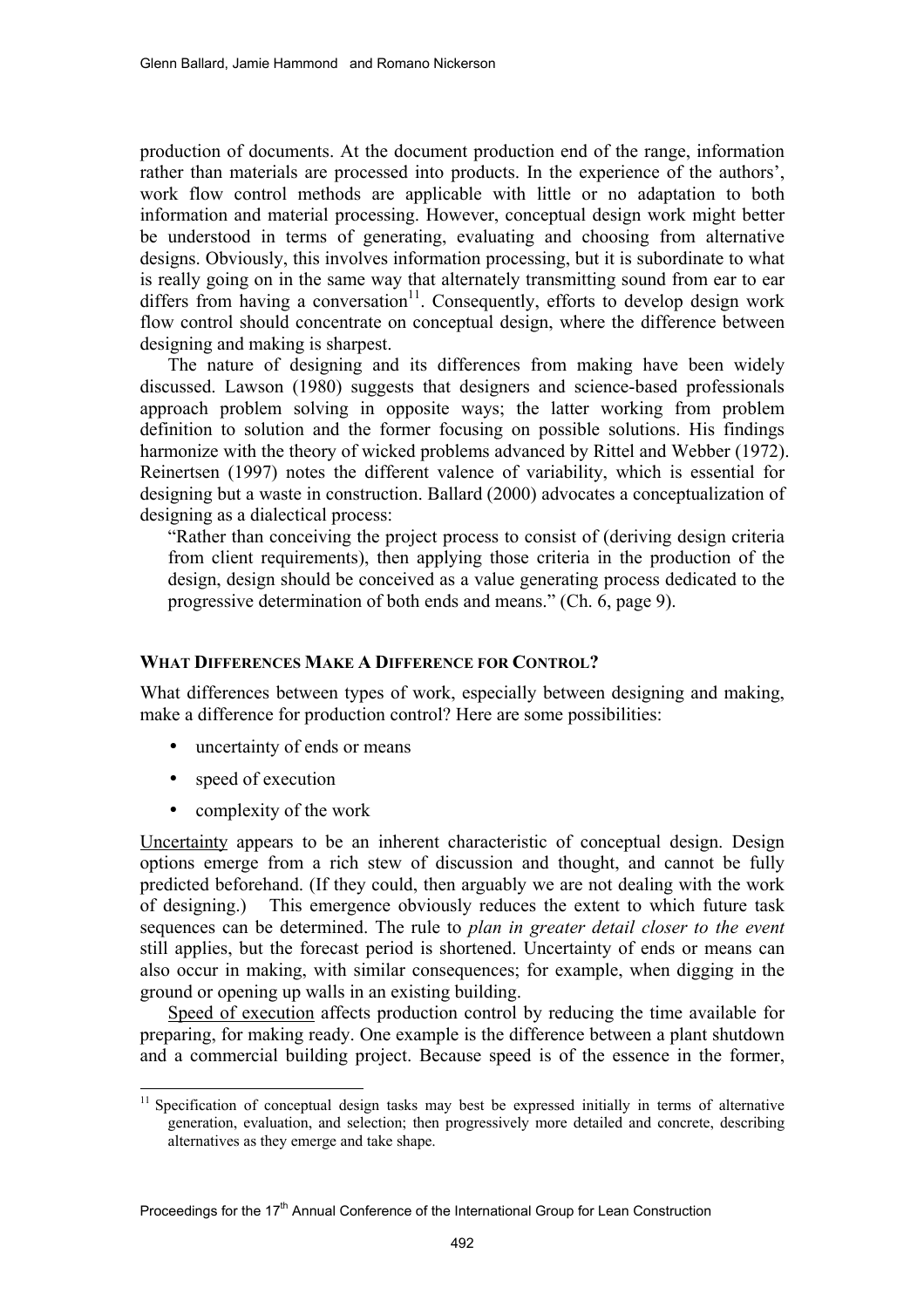production of documents. At the document production end of the range, information rather than materials are processed into products. In the experience of the authors', work flow control methods are applicable with little or no adaptation to both information and material processing. However, conceptual design work might better be understood in terms of generating, evaluating and choosing from alternative designs. Obviously, this involves information processing, but it is subordinate to what is really going on in the same way that alternately transmitting sound from ear to ear differs from having a conversation[11]. Consequently, efforts to develop design work flow control should concentrate on conceptual design, where the difference between designing and making is sharpest.

The nature of designing and its differences from making have been widely discussed. Lawson (1980) suggests that designers and science-based professionals approach problem solving in opposite ways; the latter working from problem definition to solution and the former focusing on possible solutions. His findings harmonize with the theory of wicked problems advanced by Rittel and Webber (1972). Reinertsen (1997) notes the different valence of variability, which is essential for designing but a waste in construction. Ballard (2000) advocates a conceptualization of designing as a dialectical process:

> "Rather than conceiving the project process to consist of (deriving design criteria from client requirements), then applying those criteria in the production of the design, design should be conceived as a value generating process dedicated to the progressive determination of both ends and means." (Ch. 6, page 9).

### WHAT DIFFERENCES MAKE A DIFFERENCE FOR CONTROL?

What differences between types of work, especially between designing and making, make a difference for production control? Here are some possibilities:

- uncertainty of ends or means
- speed of execution
- complexity of the work

Uncertainty appears to be an inherent characteristic of conceptual design. Design options emerge from a rich stew of discussion and thought, and cannot be fully predicted beforehand. (If they could, then arguably we are not dealing with the work of designing.) This emergence obviously reduces the extent to which future task sequences can be determined. The rule to *plan in greater detail closer to the event* still applies, but the forecast period is shortened. Uncertainty of ends or means can also occur in making, with similar consequences; for example, when digging in the ground or opening up walls in an existing building.

Speed of execution affects production control by reducing the time available for preparing, for making ready. One example is the difference between a plant shutdown and a commercial building project. Because speed is of the essence in the former,

[11] Specification of conceptual design tasks may best be expressed initially in terms of alternative generation, evaluation, and selection; then progressively more detailed and concrete, describing alternatives as they emerge and take shape.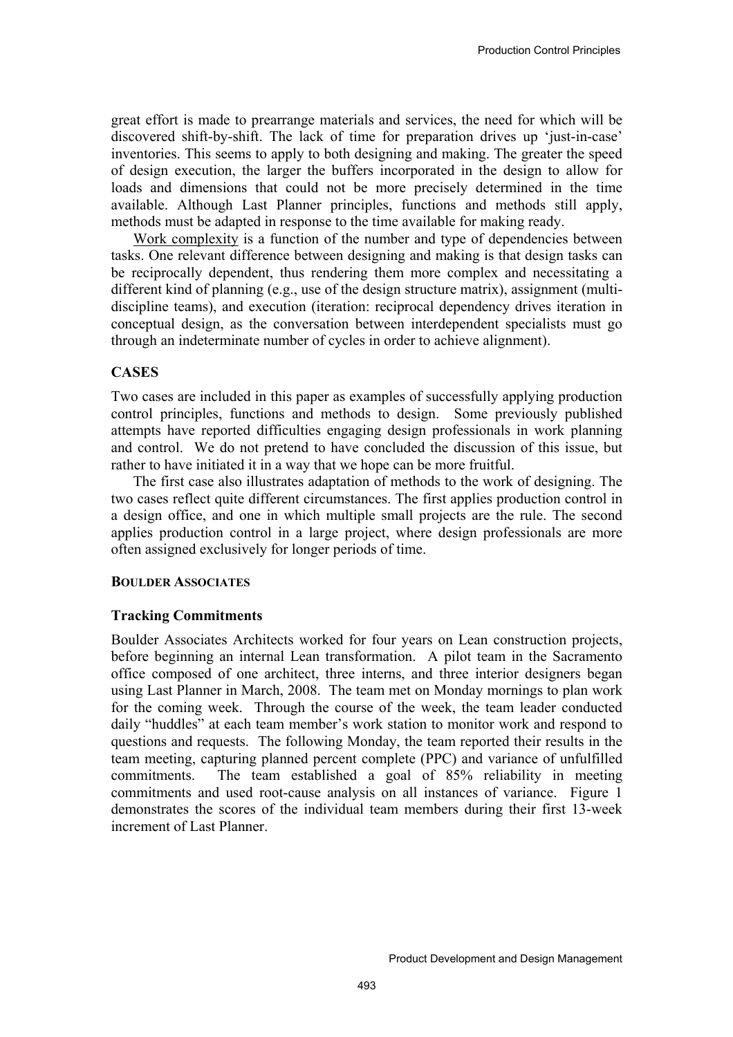great effort is made to prearrange materials and services, the need for which will be discovered shift-by-shift. The lack of time for preparation drives up 'just-in-case' inventories. This seems to apply to both designing and making. The greater the speed of design execution, the larger the buffers incorporated in the design to allow for loads and dimensions that could not be more precisely determined in the time available. Although Last Planner principles, functions and methods still apply, methods must be adapted in response to the time available for making ready.

Work complexity is a function of the number and type of dependencies between tasks. One relevant difference between designing and making is that design tasks can be reciprocally dependent, thus rendering them more complex and necessitating a different kind of planning (e.g., use of the design structure matrix), assignment (multi-discipline teams), and execution (iteration: reciprocal dependency drives iteration in conceptual design, as the conversation between interdependent specialists must go through an indeterminate number of cycles in order to achieve alignment).

## CASES

Two cases are included in this paper as examples of successfully applying production control principles, functions and methods to design. Some previously published attempts have reported difficulties engaging design professionals in work planning and control. We do not pretend to have concluded the discussion of this issue, but rather to have initiated it in a way that we hope can be more fruitful.

The first case also illustrates adaptation of methods to the work of designing. The two cases reflect quite different circumstances. The first applies production control in a design office, and one in which multiple small projects are the rule. The second applies production control in a large project, where design professionals are more often assigned exclusively for longer periods of time.

### BOULDER ASSOCIATES

### Tracking Commitments

Boulder Associates Architects worked for four years on Lean construction projects, before beginning an internal Lean transformation. A pilot team in the Sacramento office composed of one architect, three interns, and three interior designers began using Last Planner in March, 2008. The team met on Monday mornings to plan work for the coming week. Through the course of the week, the team leader conducted daily "huddles" at each team member's work station to monitor work and respond to questions and requests. The following Monday, the team reported their results in the team meeting, capturing planned percent complete (PPC) and variance of unfulfilled commitments. The team established a goal of 85% reliability in meeting commitments and used root-cause analysis on all instances of variance. Figure 1 demonstrates the scores of the individual team members during their first 13-week increment of Last Planner.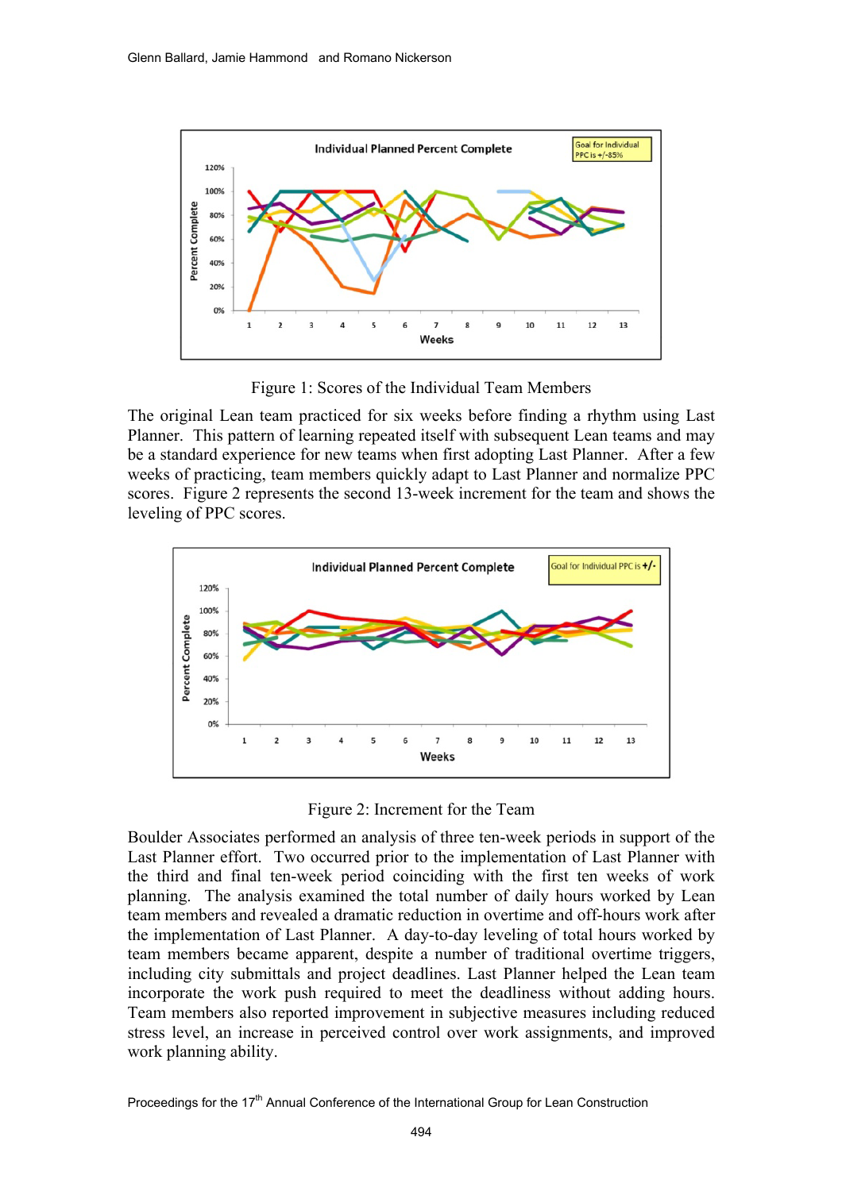Figure 1: Scores of the Individual Team Members

The original Lean team practiced for six weeks before finding a rhythm using Last Planner. This pattern of learning repeated itself with subsequent Lean teams and may be a standard experience for new teams when first adopting Last Planner. After a few weeks of practicing, team members quickly adapt to Last Planner and normalize PPC scores. Figure 2 represents the second 13-week increment for the team and shows the leveling of PPC scores.

Figure 2: Increment for the Team

Boulder Associates performed an analysis of three ten-week periods in support of the Last Planner effort. Two occurred prior to the implementation of Last Planner with the third and final ten-week period coinciding with the first ten weeks of work planning. The analysis examined the total number of daily hours worked by Lean team members and revealed a dramatic reduction in overtime and off-hours work after the implementation of Last Planner. A day-to-day leveling of total hours worked by team members became apparent, despite a number of traditional overtime triggers, including city submittals and project deadlines. Last Planner helped the Lean team incorporate the work push required to meet the deadliness without adding hours. Team members also reported improvement in subjective measures including reduced stress level, an increase in perceived control over work assignments, and improved work planning ability.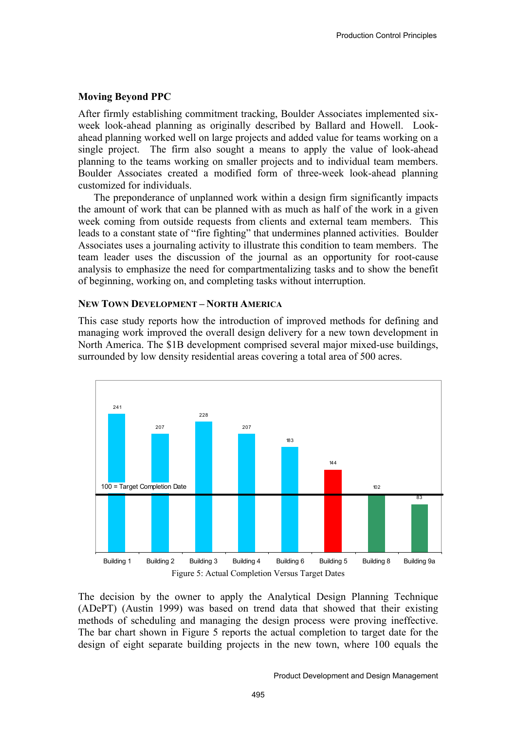## Moving Beyond PPC

After firmly establishing commitment tracking, Boulder Associates implemented six-week look-ahead planning as originally described by Ballard and Howell. Look-ahead planning worked well on large projects and added value for teams working on a single project. The firm also sought a means to apply the value of look-ahead planning to the teams working on smaller projects and to individual team members. Boulder Associates created a modified form of three-week look-ahead planning customized for individuals.

The preponderance of unplanned work within a design firm significantly impacts the amount of work that can be planned with as much as half of the work in a given week coming from outside requests from clients and external team members. This leads to a constant state of "fire fighting" that undermines planned activities. Boulder Associates uses a journaling activity to illustrate this condition to team members. The team leader uses the discussion of the journal as an opportunity for root-cause analysis to emphasize the need for compartmentalizing tasks and to show the benefit of beginning, working on, and completing tasks without interruption.

### New Town Development – North America

This case study reports how the introduction of improved methods for defining and managing work improved the overall design delivery for a new town development in North America. The $1B development comprised several major mixed-use buildings, surrounded by low density residential areas covering a total area of 500 acres.

| | Building 1 | Building 2 | Building 3 | Building 4 | Building 6 | Building 5 | Building 8 | Building 9a |
|---|---|---|---|---|---|---|---|---|
| Actual completion (100 = Target Completion Date) | 241 | 207 | 228 | 207 | 183 | 144 | 102 | 83 |

Figure 5: Actual Completion Versus Target Dates

The decision by the owner to apply the Analytical Design Planning Technique (ADePT) (Austin 1999) was based on trend data that showed that their existing methods of scheduling and managing the design process were proving ineffective. The bar chart shown in Figure 5 reports the actual completion to target date for the design of eight separate building projects in the new town, where 100 equals the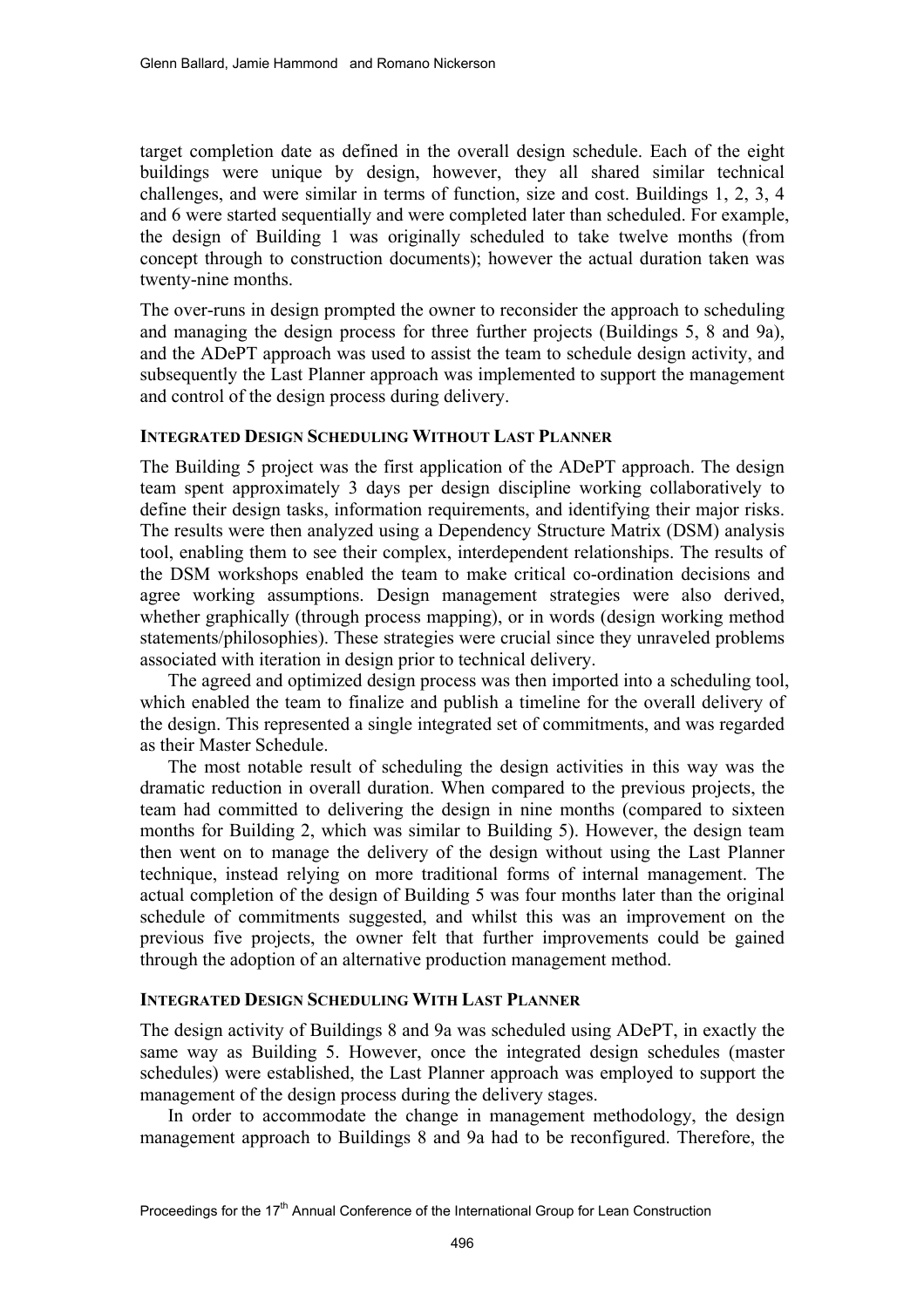target completion date as defined in the overall design schedule. Each of the eight buildings were unique by design, however, they all shared similar technical challenges, and were similar in terms of function, size and cost. Buildings 1, 2, 3, 4 and 6 were started sequentially and were completed later than scheduled. For example, the design of Building 1 was originally scheduled to take twelve months (from concept through to construction documents); however the actual duration taken was twenty-nine months.

The over-runs in design prompted the owner to reconsider the approach to scheduling and managing the design process for three further projects (Buildings 5, 8 and 9a), and the ADePT approach was used to assist the team to schedule design activity, and subsequently the Last Planner approach was implemented to support the management and control of the design process during delivery.

### INTEGRATED DESIGN SCHEDULING WITHOUT LAST PLANNER

The Building 5 project was the first application of the ADePT approach. The design team spent approximately 3 days per design discipline working collaboratively to define their design tasks, information requirements, and identifying their major risks. The results were then analyzed using a Dependency Structure Matrix (DSM) analysis tool, enabling them to see their complex, interdependent relationships. The results of the DSM workshops enabled the team to make critical co-ordination decisions and agree working assumptions. Design management strategies were also derived, whether graphically (through process mapping), or in words (design working method statements/philosophies). These strategies were crucial since they unraveled problems associated with iteration in design prior to technical delivery.

The agreed and optimized design process was then imported into a scheduling tool, which enabled the team to finalize and publish a timeline for the overall delivery of the design. This represented a single integrated set of commitments, and was regarded as their Master Schedule.

The most notable result of scheduling the design activities in this way was the dramatic reduction in overall duration. When compared to the previous projects, the team had committed to delivering the design in nine months (compared to sixteen months for Building 2, which was similar to Building 5). However, the design team then went on to manage the delivery of the design without using the Last Planner technique, instead relying on more traditional forms of internal management. The actual completion of the design of Building 5 was four months later than the original schedule of commitments suggested, and whilst this was an improvement on the previous five projects, the owner felt that further improvements could be gained through the adoption of an alternative production management method.

### INTEGRATED DESIGN SCHEDULING WITH LAST PLANNER

The design activity of Buildings 8 and 9a was scheduled using ADePT, in exactly the same way as Building 5. However, once the integrated design schedules (master schedules) were established, the Last Planner approach was employed to support the management of the design process during the delivery stages.

In order to accommodate the change in management methodology, the design management approach to Buildings 8 and 9a had to be reconfigured. Therefore, the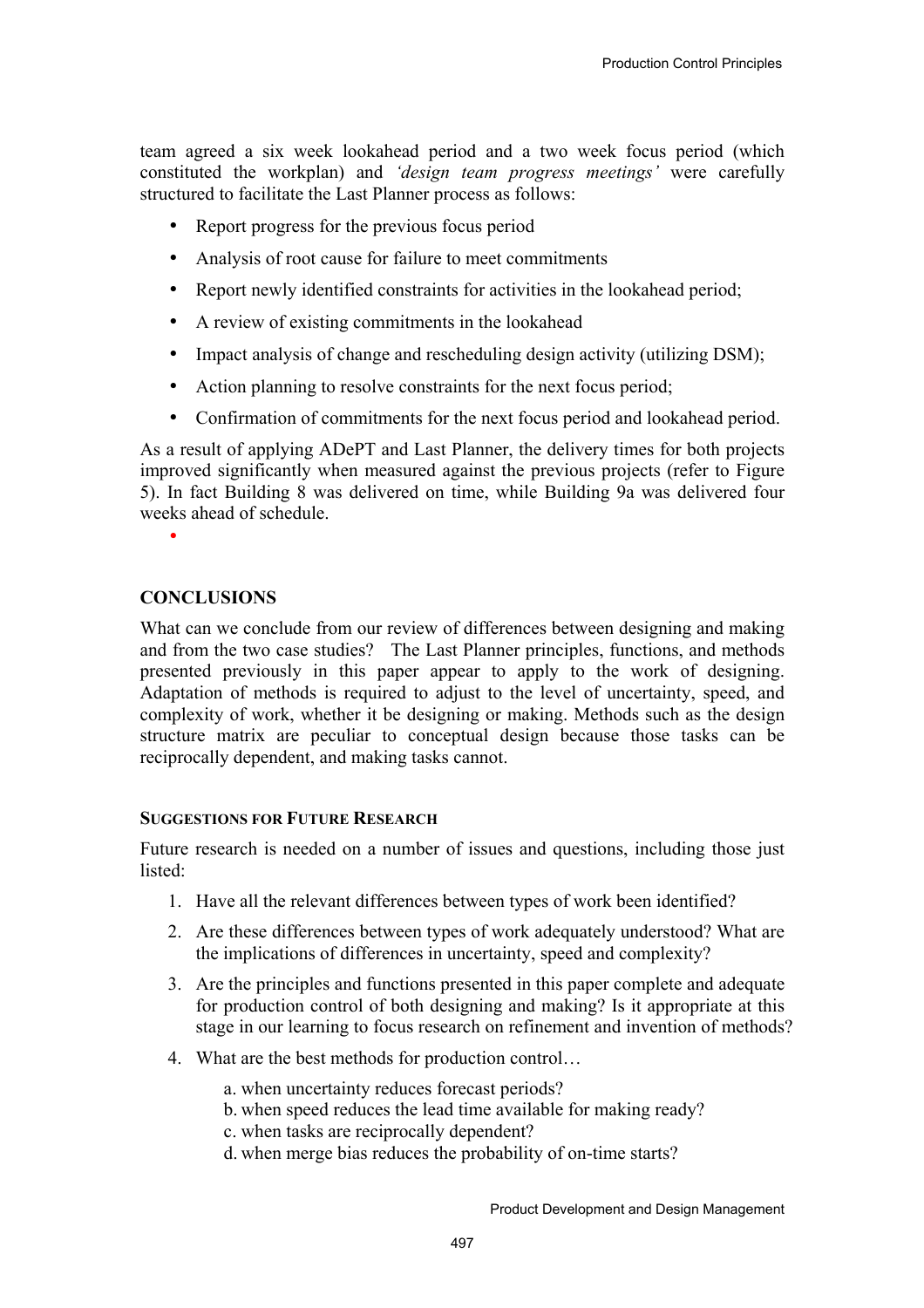team agreed a six week lookahead period and a two week focus period (which constituted the workplan) and *'design team progress meetings'* were carefully structured to facilitate the Last Planner process as follows:

- Report progress for the previous focus period
- Analysis of root cause for failure to meet commitments
- Report newly identified constraints for activities in the lookahead period;
- A review of existing commitments in the lookahead
- Impact analysis of change and rescheduling design activity (utilizing DSM);
- Action planning to resolve constraints for the next focus period;
- Confirmation of commitments for the next focus period and lookahead period.

As a result of applying ADePT and Last Planner, the delivery times for both projects improved significantly when measured against the previous projects (refer to Figure 5). In fact Building 8 was delivered on time, while Building 9a was delivered four weeks ahead of schedule.

## CONCLUSIONS

What can we conclude from our review of differences between designing and making and from the two case studies? The Last Planner principles, functions, and methods presented previously in this paper appear to apply to the work of designing. Adaptation of methods is required to adjust to the level of uncertainty, speed, and complexity of work, whether it be designing or making. Methods such as the design structure matrix are peculiar to conceptual design because those tasks can be reciprocally dependent, and making tasks cannot.

### SUGGESTIONS FOR FUTURE RESEARCH

Future research is needed on a number of issues and questions, including those just listed:

1. Have all the relevant differences between types of work been identified?
2. Are these differences between types of work adequately understood? What are the implications of differences in uncertainty, speed and complexity?
3. Are the principles and functions presented in this paper complete and adequate for production control of both designing and making? Is it appropriate at this stage in our learning to focus research on refinement and invention of methods?
4. What are the best methods for production control…
   a. when uncertainty reduces forecast periods?
   b. when speed reduces the lead time available for making ready?
   c. when tasks are reciprocally dependent?
   d. when merge bias reduces the probability of on-time starts?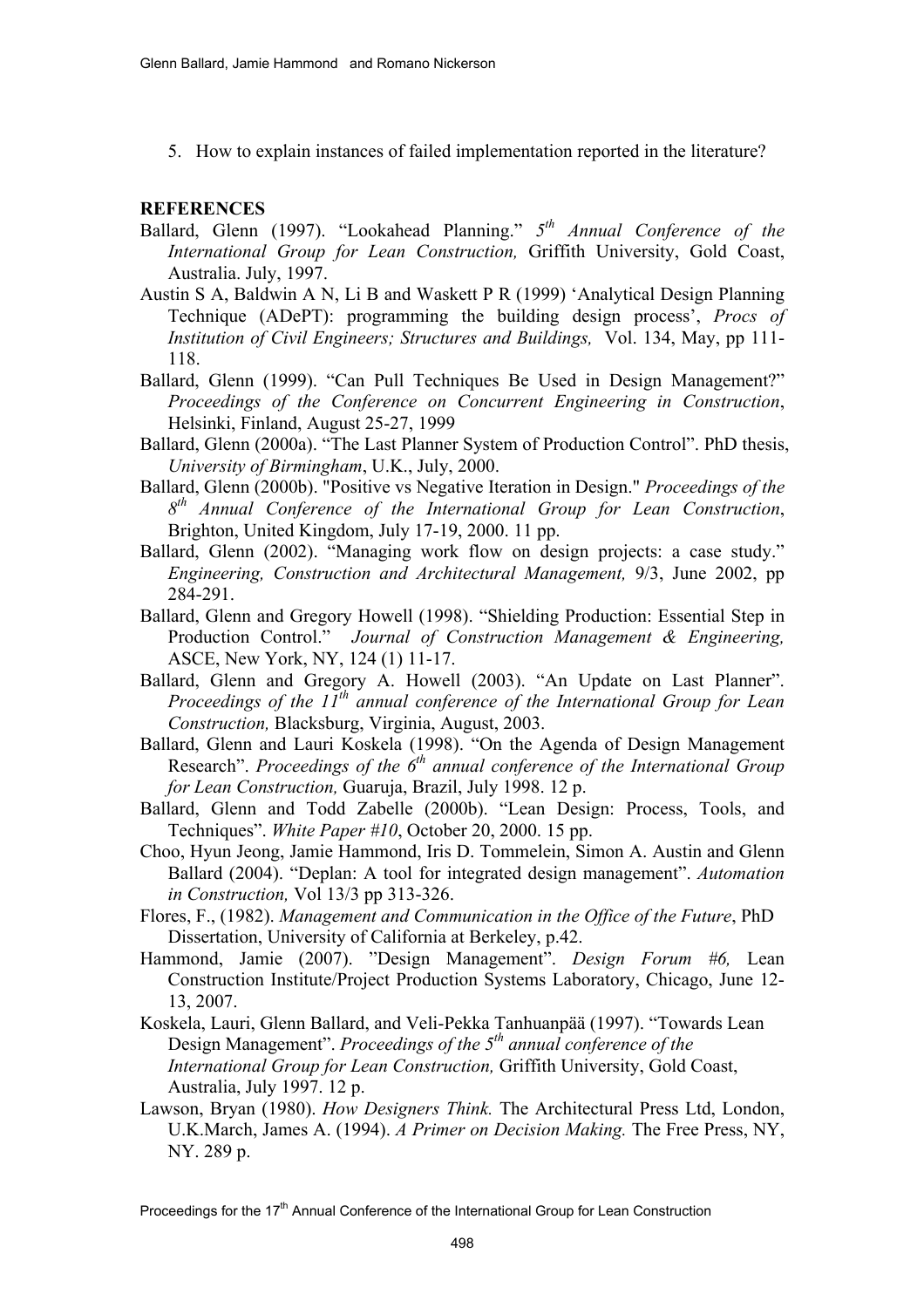5. How to explain instances of failed implementation reported in the literature?

## REFERENCES

Ballard, Glenn (1997). "Lookahead Planning." *5th Annual Conference of the International Group for Lean Construction,* Griffith University, Gold Coast, Australia. July, 1997.

Austin S A, Baldwin A N, Li B and Waskett P R (1999) 'Analytical Design Planning Technique (ADePT): programming the building design process', *Procs of Institution of Civil Engineers; Structures and Buildings,* Vol. 134, May, pp 111-118.

Ballard, Glenn (1999). "Can Pull Techniques Be Used in Design Management?" *Proceedings of the Conference on Concurrent Engineering in Construction*, Helsinki, Finland, August 25-27, 1999

Ballard, Glenn (2000a). "The Last Planner System of Production Control". PhD thesis, *University of Birmingham*, U.K., July, 2000.

Ballard, Glenn (2000b). "Positive vs Negative Iteration in Design." *Proceedings of the 8th Annual Conference of the International Group for Lean Construction*, Brighton, United Kingdom, July 17-19, 2000. 11 pp.

Ballard, Glenn (2002). "Managing work flow on design projects: a case study." *Engineering, Construction and Architectural Management,* 9/3, June 2002, pp 284-291.

Ballard, Glenn and Gregory Howell (1998). "Shielding Production: Essential Step in Production Control." *Journal of Construction Management & Engineering,* ASCE, New York, NY, 124 (1) 11-17.

Ballard, Glenn and Gregory A. Howell (2003). "An Update on Last Planner". *Proceedings of the 11th annual conference of the International Group for Lean Construction,* Blacksburg, Virginia, August, 2003.

Ballard, Glenn and Lauri Koskela (1998). "On the Agenda of Design Management Research". *Proceedings of the 6th annual conference of the International Group for Lean Construction,* Guaruja, Brazil, July 1998. 12 p.

Ballard, Glenn and Todd Zabelle (2000b). "Lean Design: Process, Tools, and Techniques". *White Paper #10*, October 20, 2000. 15 pp.

Choo, Hyun Jeong, Jamie Hammond, Iris D. Tommelein, Simon A. Austin and Glenn Ballard (2004). "Deplan: A tool for integrated design management". *Automation in Construction,* Vol 13/3 pp 313-326.

Flores, F., (1982). *Management and Communication in the Office of the Future*, PhD Dissertation, University of California at Berkeley, p.42.

Hammond, Jamie (2007). "Design Management". *Design Forum #6,* Lean Construction Institute/Project Production Systems Laboratory, Chicago, June 12-13, 2007.

Koskela, Lauri, Glenn Ballard, and Veli-Pekka Tanhuanpää (1997). "Towards Lean Design Management". *Proceedings of the 5th annual conference of the International Group for Lean Construction,* Griffith University, Gold Coast, Australia, July 1997. 12 p.

Lawson, Bryan (1980). *How Designers Think.* The Architectural Press Ltd, London, U.K.March, James A. (1994). *A Primer on Decision Making.* The Free Press, NY, NY. 289 p.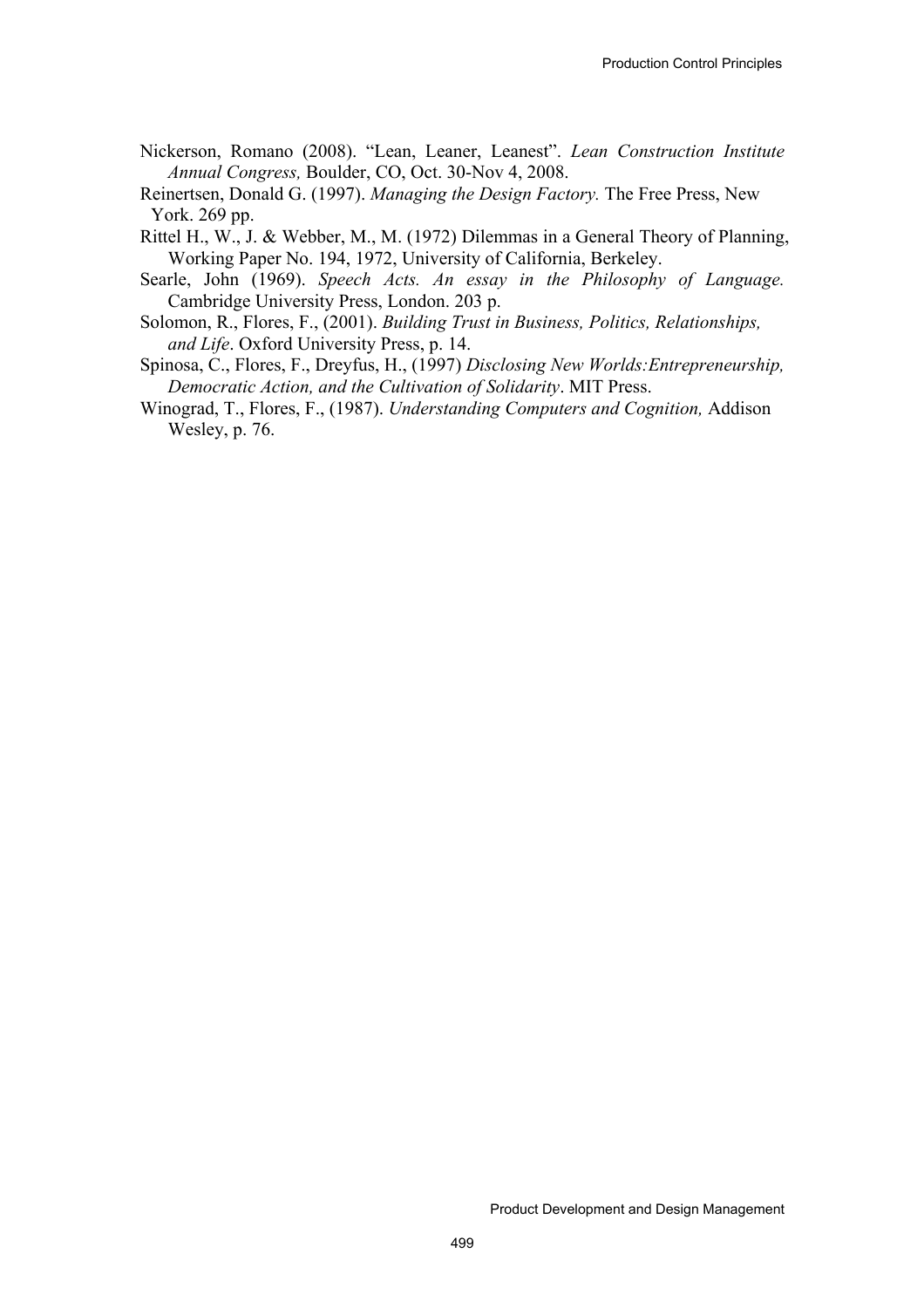Nickerson, Romano (2008). “Lean, Leaner, Leanest”. *Lean Construction Institute Annual Congress,* Boulder, CO, Oct. 30-Nov 4, 2008.

Reinertsen, Donald G. (1997). *Managing the Design Factory.* The Free Press, New York. 269 pp.

Rittel H., W., J. & Webber, M., M. (1972) Dilemmas in a General Theory of Planning, Working Paper No. 194, 1972, University of California, Berkeley.

Searle, John (1969). *Speech Acts. An essay in the Philosophy of Language.* Cambridge University Press, London. 203 p.

Solomon, R., Flores, F., (2001). *Building Trust in Business, Politics, Relationships, and Life*. Oxford University Press, p. 14.

Spinosa, C., Flores, F., Dreyfus, H., (1997) *Disclosing New Worlds:Entrepreneurship, Democratic Action, and the Cultivation of Solidarity*. MIT Press.

Winograd, T., Flores, F., (1987). *Understanding Computers and Cognition,* Addison Wesley, p. 76.